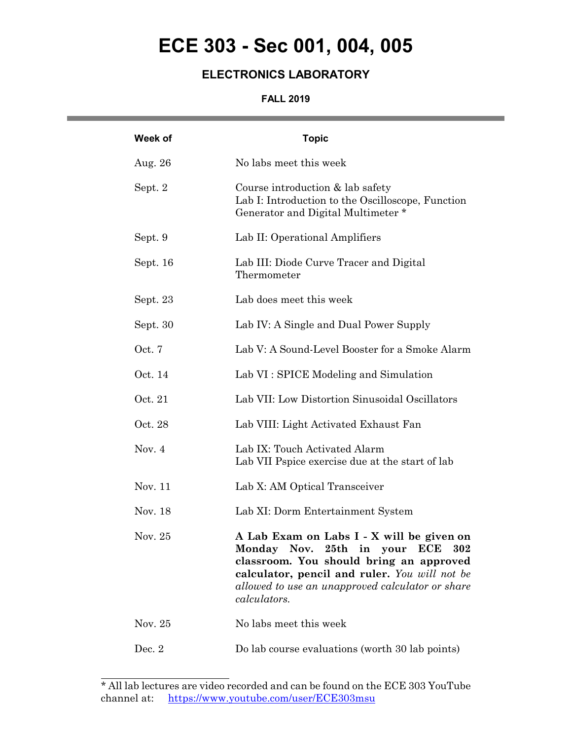# ECE 303 - Sec 001, 004, 005

## ELECTRONICS LABORATORY

### FALL 2019

---

| Week of | Topic |
|---|---|
| Aug. 26 | No labs meet this week |
| Sept. 2 | Course introduction & lab safety<br>Lab I: Introduction to the Oscilloscope, Function Generator and Digital Multimeter * |
| Sept. 9 | Lab II: Operational Amplifiers |
| Sept. 16 | Lab III: Diode Curve Tracer and Digital Thermometer |
| Sept. 23 | Lab does meet this week |
| Sept. 30 | Lab IV: A Single and Dual Power Supply |
| Oct. 7 | Lab V: A Sound-Level Booster for a Smoke Alarm |
| Oct. 14 | Lab VI : SPICE Modeling and Simulation |
| Oct. 21 | Lab VII: Low Distortion Sinusoidal Oscillators |
| Oct. 28 | Lab VIII: Light Activated Exhaust Fan |
| Nov. 4 | Lab IX: Touch Activated Alarm<br>Lab VII Pspice exercise due at the start of lab |
| Nov. 11 | Lab X: AM Optical Transceiver |
| Nov. 18 | Lab XI: Dorm Entertainment System |
| Nov. 25 | **A Lab Exam on Labs I - X will be given on Monday Nov. 25th in your ECE 302 classroom. You should bring an approved calculator, pencil and ruler.** *You will not be allowed to use an unapproved calculator or share calculators.* |
| Nov. 25 | No labs meet this week |
| Dec. 2 | Do lab course evaluations (worth 30 lab points) |

---

* All lab lectures are video recorded and can be found on the ECE 303 YouTube channel at: https://www.youtube.com/user/ECE303msu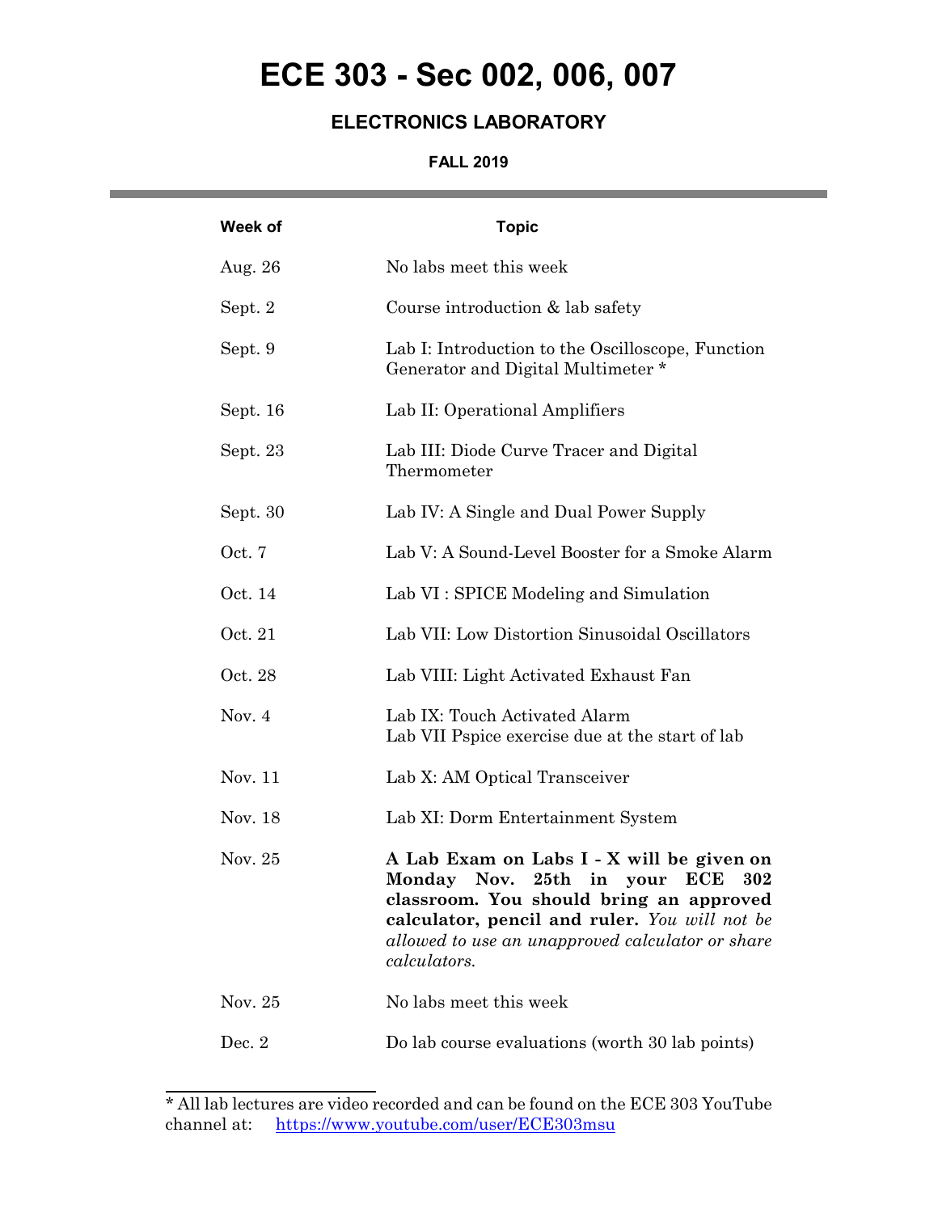# ECE 303 - Sec 002, 006, 007

## ELECTRONICS LABORATORY

### FALL 2019

| Week of | Topic |
| --- | --- |
| Aug. 26 | No labs meet this week |
| Sept. 2 | Course introduction & lab safety |
| Sept. 9 | Lab I: Introduction to the Oscilloscope, Function Generator and Digital Multimeter * |
| Sept. 16 | Lab II: Operational Amplifiers |
| Sept. 23 | Lab III: Diode Curve Tracer and Digital Thermometer |
| Sept. 30 | Lab IV: A Single and Dual Power Supply |
| Oct. 7 | Lab V: A Sound-Level Booster for a Smoke Alarm |
| Oct. 14 | Lab VI : SPICE Modeling and Simulation |
| Oct. 21 | Lab VII: Low Distortion Sinusoidal Oscillators |
| Oct. 28 | Lab VIII: Light Activated Exhaust Fan |
| Nov. 4 | Lab IX: Touch Activated Alarm<br>Lab VII Pspice exercise due at the start of lab |
| Nov. 11 | Lab X: AM Optical Transceiver |
| Nov. 18 | Lab XI: Dorm Entertainment System |
| Nov. 25 | **A Lab Exam on Labs I - X will be given on Monday Nov. 25th in your ECE 302 classroom. You should bring an approved calculator, pencil and ruler.** *You will not be allowed to use an unapproved calculator or share calculators.* |
| Nov. 25 | No labs meet this week |
| Dec. 2 | Do lab course evaluations (worth 30 lab points) |

* All lab lectures are video recorded and can be found on the ECE 303 YouTube channel at: https://www.youtube.com/user/ECE303msu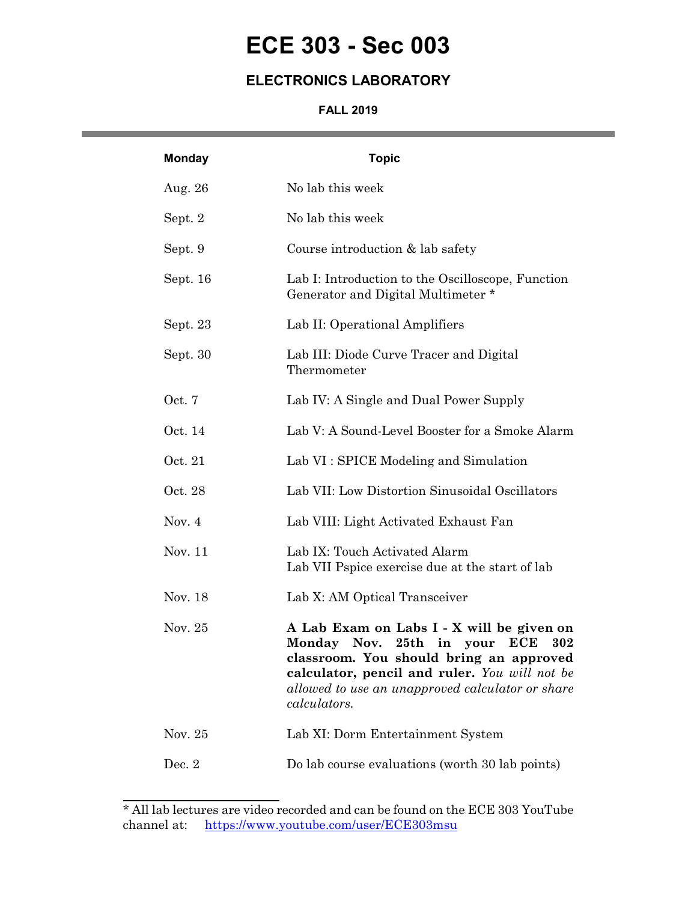# ECE 303 - Sec 003

### ELECTRONICS LABORATORY

#### FALL 2019

| Monday | Topic |
|---|---|
| Aug. 26 | No lab this week |
| Sept. 2 | No lab this week |
| Sept. 9 | Course introduction & lab safety |
| Sept. 16 | Lab I: Introduction to the Oscilloscope, Function Generator and Digital Multimeter * |
| Sept. 23 | Lab II: Operational Amplifiers |
| Sept. 30 | Lab III: Diode Curve Tracer and Digital Thermometer |
| Oct. 7 | Lab IV: A Single and Dual Power Supply |
| Oct. 14 | Lab V: A Sound-Level Booster for a Smoke Alarm |
| Oct. 21 | Lab VI : SPICE Modeling and Simulation |
| Oct. 28 | Lab VII: Low Distortion Sinusoidal Oscillators |
| Nov. 4 | Lab VIII: Light Activated Exhaust Fan |
| Nov. 11 | Lab IX: Touch Activated Alarm<br>Lab VII Pspice exercise due at the start of lab |
| Nov. 18 | Lab X: AM Optical Transceiver |
| Nov. 25 | **A Lab Exam on Labs I - X will be given on Monday Nov. 25th in your ECE 302 classroom. You should bring an approved calculator, pencil and ruler.** *You will not be allowed to use an unapproved calculator or share calculators.* |
| Nov. 25 | Lab XI: Dorm Entertainment System |
| Dec. 2 | Do lab course evaluations (worth 30 lab points) |

* All lab lectures are video recorded and can be found on the ECE 303 YouTube channel at: https://www.youtube.com/user/ECE303msu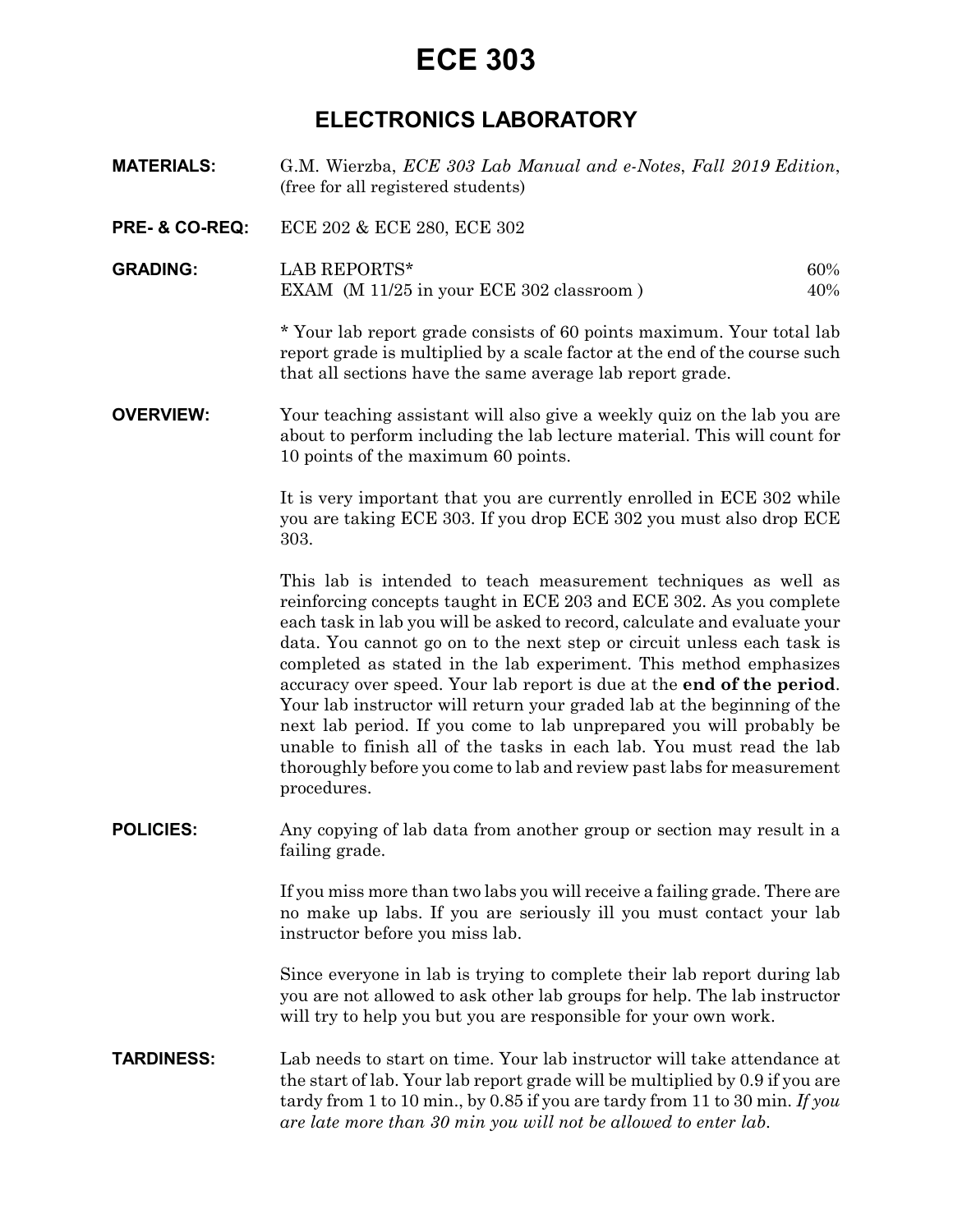# ECE 303

## ELECTRONICS LABORATORY

**MATERIALS:** G.M. Wierzba, *ECE 303 Lab Manual and e-Notes*, *Fall 2019 Edition*, (free for all registered students)

**PRE- & CO-REQ:** ECE 202 & ECE 280, ECE 302

**GRADING:**

| | |
|---|---|
| LAB REPORTS* | 60% |
| EXAM (M 11/25 in your ECE 302 classroom ) | 40% |

\* Your lab report grade consists of 60 points maximum. Your total lab report grade is multiplied by a scale factor at the end of the course such that all sections have the same average lab report grade.

**OVERVIEW:** Your teaching assistant will also give a weekly quiz on the lab you are about to perform including the lab lecture material. This will count for 10 points of the maximum 60 points.

It is very important that you are currently enrolled in ECE 302 while you are taking ECE 303. If you drop ECE 302 you must also drop ECE 303.

This lab is intended to teach measurement techniques as well as reinforcing concepts taught in ECE 203 and ECE 302. As you complete each task in lab you will be asked to record, calculate and evaluate your data. You cannot go on to the next step or circuit unless each task is completed as stated in the lab experiment. This method emphasizes accuracy over speed. Your lab report is due at the **end of the period**. Your lab instructor will return your graded lab at the beginning of the next lab period. If you come to lab unprepared you will probably be unable to finish all of the tasks in each lab. You must read the lab thoroughly before you come to lab and review past labs for measurement procedures.

**POLICIES:** Any copying of lab data from another group or section may result in a failing grade.

If you miss more than two labs you will receive a failing grade. There are no make up labs. If you are seriously ill you must contact your lab instructor before you miss lab.

Since everyone in lab is trying to complete their lab report during lab you are not allowed to ask other lab groups for help. The lab instructor will try to help you but you are responsible for your own work.

**TARDINESS:** Lab needs to start on time. Your lab instructor will take attendance at the start of lab. Your lab report grade will be multiplied by 0.9 if you are tardy from 1 to 10 min., by 0.85 if you are tardy from 11 to 30 min. *If you are late more than 30 min you will not be allowed to enter lab.*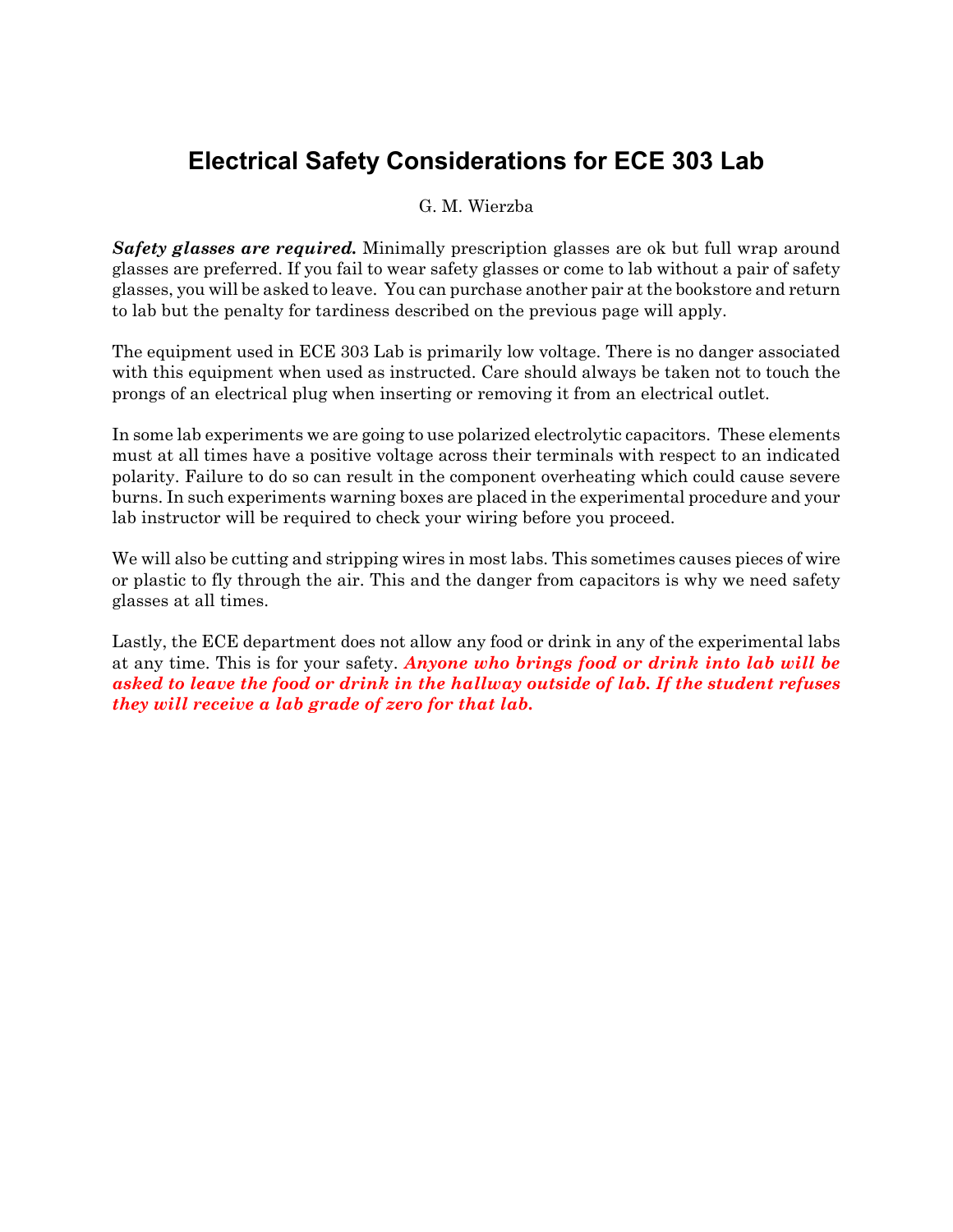# Electrical Safety Considerations for ECE 303 Lab

G. M. Wierzba

***Safety glasses are required.*** Minimally prescription glasses are ok but full wrap around glasses are preferred. If you fail to wear safety glasses or come to lab without a pair of safety glasses, you will be asked to leave. You can purchase another pair at the bookstore and return to lab but the penalty for tardiness described on the previous page will apply.

The equipment used in ECE 303 Lab is primarily low voltage. There is no danger associated with this equipment when used as instructed. Care should always be taken not to touch the prongs of an electrical plug when inserting or removing it from an electrical outlet.

In some lab experiments we are going to use polarized electrolytic capacitors. These elements must at all times have a positive voltage across their terminals with respect to an indicated polarity. Failure to do so can result in the component overheating which could cause severe burns. In such experiments warning boxes are placed in the experimental procedure and your lab instructor will be required to check your wiring before you proceed.

We will also be cutting and stripping wires in most labs. This sometimes causes pieces of wire or plastic to fly through the air. This and the danger from capacitors is why we need safety glasses at all times.

Lastly, the ECE department does not allow any food or drink in any of the experimental labs at any time. This is for your safety. ***Anyone who brings food or drink into lab will be asked to leave the food or drink in the hallway outside of lab. If the student refuses they will receive a lab grade of zero for that lab.***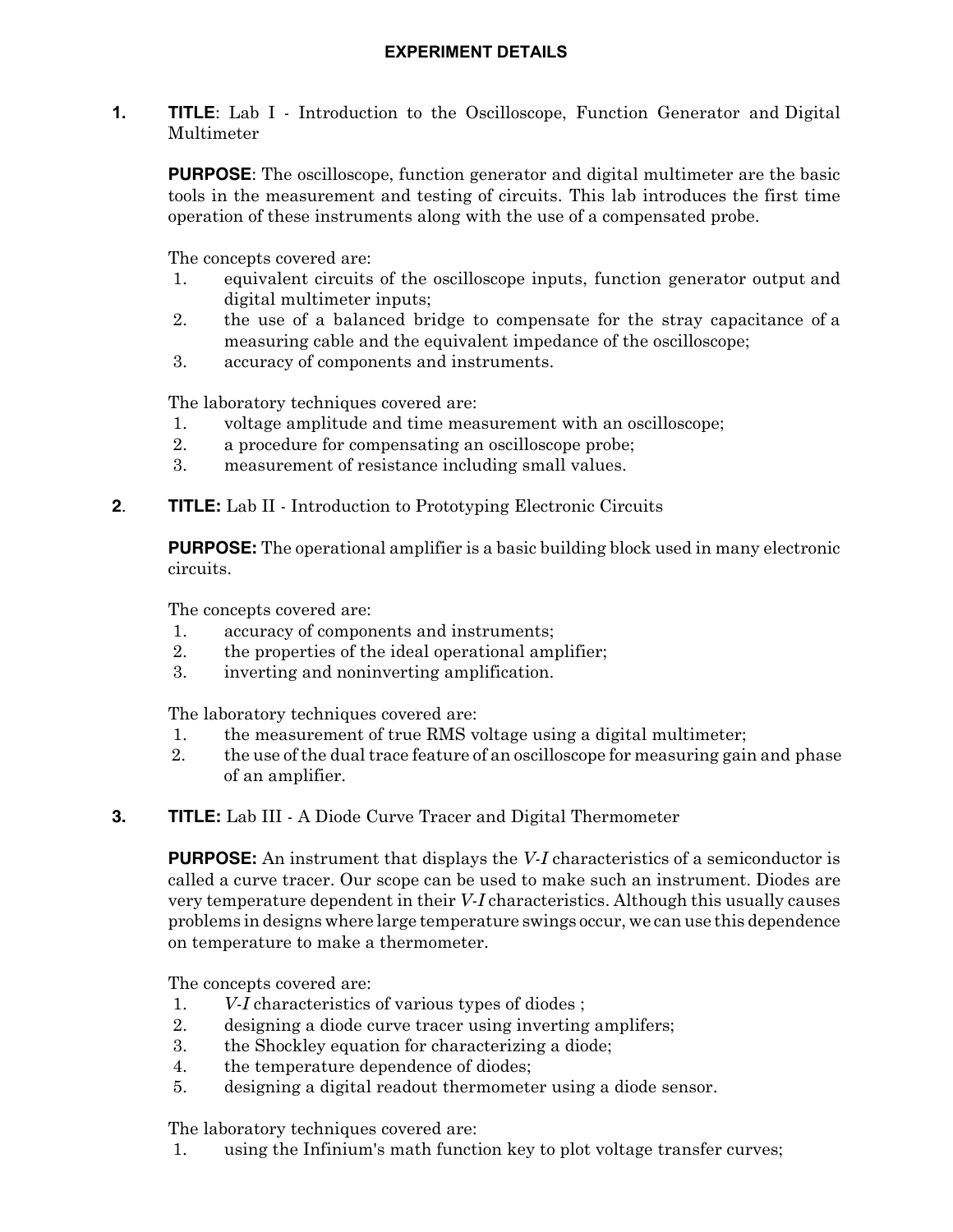## EXPERIMENT DETAILS

**1. TITLE**: Lab I - Introduction to the Oscilloscope, Function Generator and Digital Multimeter

**PURPOSE**: The oscilloscope, function generator and digital multimeter are the basic tools in the measurement and testing of circuits. This lab introduces the first time operation of these instruments along with the use of a compensated probe.

The concepts covered are:

1. equivalent circuits of the oscilloscope inputs, function generator output and digital multimeter inputs;
2. the use of a balanced bridge to compensate for the stray capacitance of a measuring cable and the equivalent impedance of the oscilloscope;
3. accuracy of components and instruments.

The laboratory techniques covered are:

1. voltage amplitude and time measurement with an oscilloscope;
2. a procedure for compensating an oscilloscope probe;
3. measurement of resistance including small values.

**2. TITLE:** Lab II - Introduction to Prototyping Electronic Circuits

**PURPOSE:** The operational amplifier is a basic building block used in many electronic circuits.

The concepts covered are:

1. accuracy of components and instruments;
2. the properties of the ideal operational amplifier;
3. inverting and noninverting amplification.

The laboratory techniques covered are:

1. the measurement of true RMS voltage using a digital multimeter;
2. the use of the dual trace feature of an oscilloscope for measuring gain and phase of an amplifier.

**3. TITLE:** Lab III - A Diode Curve Tracer and Digital Thermometer

**PURPOSE:** An instrument that displays the *V-I* characteristics of a semiconductor is called a curve tracer. Our scope can be used to make such an instrument. Diodes are very temperature dependent in their *V-I* characteristics. Although this usually causes problems in designs where large temperature swings occur, we can use this dependence on temperature to make a thermometer.

The concepts covered are:

1. *V-I* characteristics of various types of diodes ;
2. designing a diode curve tracer using inverting amplifers;
3. the Shockley equation for characterizing a diode;
4. the temperature dependence of diodes;
5. designing a digital readout thermometer using a diode sensor.

The laboratory techniques covered are:

1. using the Infinium's math function key to plot voltage transfer curves;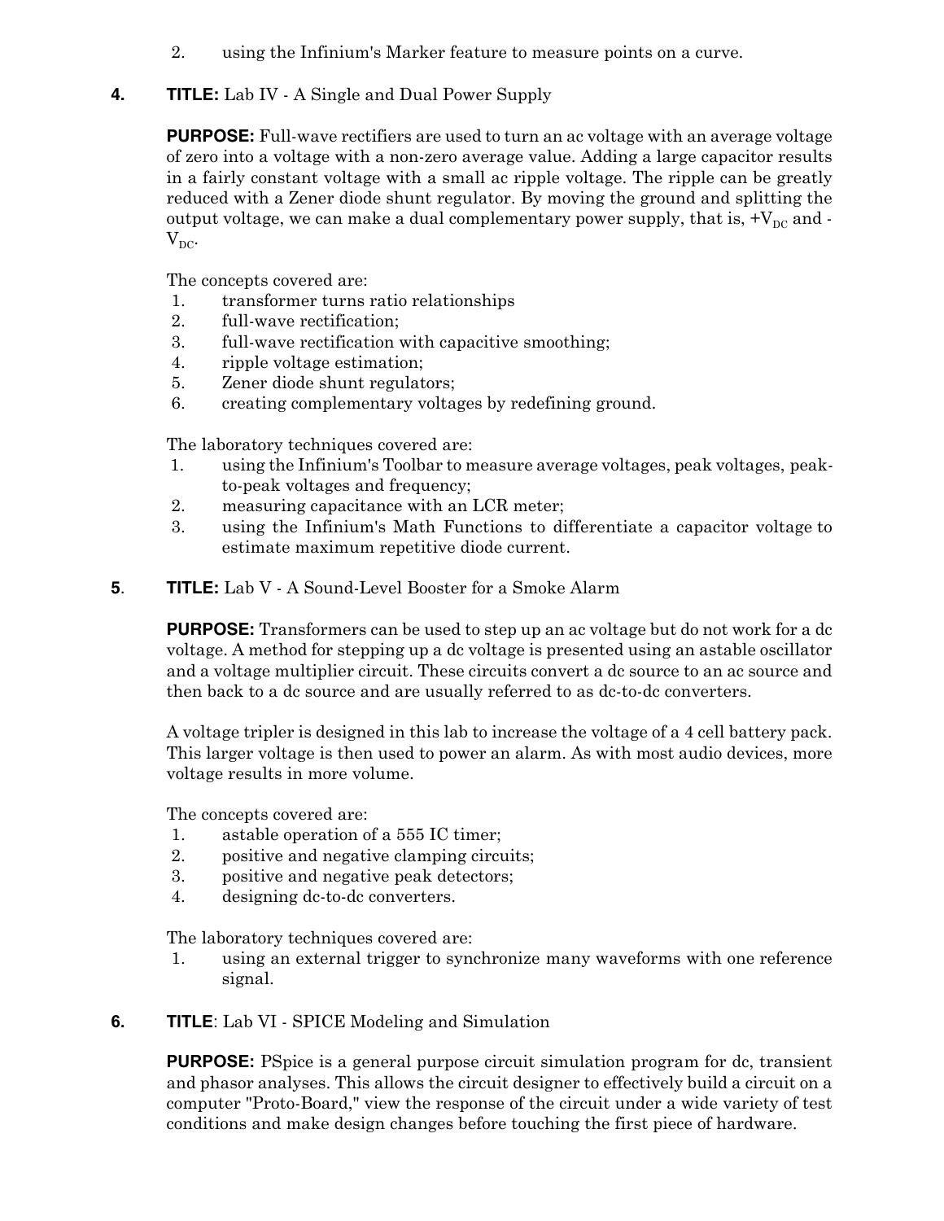2. using the Infinium's Marker feature to measure points on a curve.

**4.** **TITLE:** Lab IV - A Single and Dual Power Supply

**PURPOSE:** Full-wave rectifiers are used to turn an ac voltage with an average voltage of zero into a voltage with a non-zero average value. Adding a large capacitor results in a fairly constant voltage with a small ac ripple voltage. The ripple can be greatly reduced with a Zener diode shunt regulator. By moving the ground and splitting the output voltage, we can make a dual complementary power supply, that is, $+V_{DC}$ and $-V_{DC}$.

The concepts covered are:
1. transformer turns ratio relationships
2. full-wave rectification;
3. full-wave rectification with capacitive smoothing;
4. ripple voltage estimation;
5. Zener diode shunt regulators;
6. creating complementary voltages by redefining ground.

The laboratory techniques covered are:
1. using the Infinium's Toolbar to measure average voltages, peak voltages, peak-to-peak voltages and frequency;
2. measuring capacitance with an LCR meter;
3. using the Infinium's Math Functions to differentiate a capacitor voltage to estimate maximum repetitive diode current.

**5.** **TITLE:** Lab V - A Sound-Level Booster for a Smoke Alarm

**PURPOSE:** Transformers can be used to step up an ac voltage but do not work for a dc voltage. A method for stepping up a dc voltage is presented using an astable oscillator and a voltage multiplier circuit. These circuits convert a dc source to an ac source and then back to a dc source and are usually referred to as dc-to-dc converters.

A voltage tripler is designed in this lab to increase the voltage of a 4 cell battery pack. This larger voltage is then used to power an alarm. As with most audio devices, more voltage results in more volume.

The concepts covered are:
1. astable operation of a 555 IC timer;
2. positive and negative clamping circuits;
3. positive and negative peak detectors;
4. designing dc-to-dc converters.

The laboratory techniques covered are:
1. using an external trigger to synchronize many waveforms with one reference signal.

**6.** **TITLE**: Lab VI - SPICE Modeling and Simulation

**PURPOSE:** PSpice is a general purpose circuit simulation program for dc, transient and phasor analyses. This allows the circuit designer to effectively build a circuit on a computer "Proto-Board," view the response of the circuit under a wide variety of test conditions and make design changes before touching the first piece of hardware.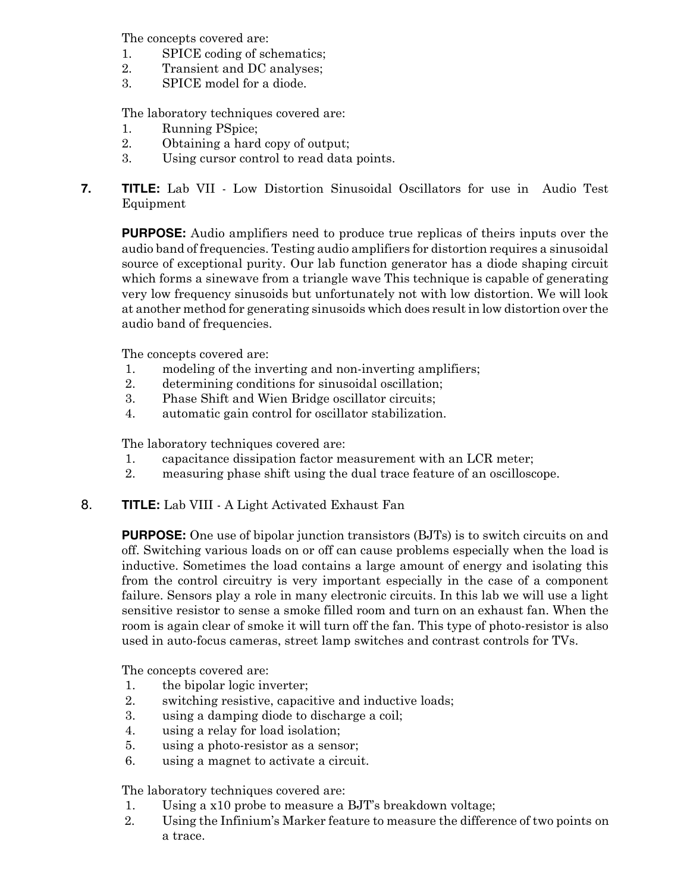The concepts covered are:

1. SPICE coding of schematics;
2. Transient and DC analyses;
3. SPICE model for a diode.

The laboratory techniques covered are:

1. Running PSpice;
2. Obtaining a hard copy of output;
3. Using cursor control to read data points.

**7.** **TITLE:** Lab VII - Low Distortion Sinusoidal Oscillators for use in Audio Test Equipment

**PURPOSE:** Audio amplifiers need to produce true replicas of theirs inputs over the audio band of frequencies. Testing audio amplifiers for distortion requires a sinusoidal source of exceptional purity. Our lab function generator has a diode shaping circuit which forms a sinewave from a triangle wave This technique is capable of generating very low frequency sinusoids but unfortunately not with low distortion. We will look at another method for generating sinusoids which does result in low distortion over the audio band of frequencies.

The concepts covered are:

1. modeling of the inverting and non-inverting amplifiers;
2. determining conditions for sinusoidal oscillation;
3. Phase Shift and Wien Bridge oscillator circuits;
4. automatic gain control for oscillator stabilization.

The laboratory techniques covered are:

1. capacitance dissipation factor measurement with an LCR meter;
2. measuring phase shift using the dual trace feature of an oscilloscope.

**8.** **TITLE:** Lab VIII - A Light Activated Exhaust Fan

**PURPOSE:** One use of bipolar junction transistors (BJTs) is to switch circuits on and off. Switching various loads on or off can cause problems especially when the load is inductive. Sometimes the load contains a large amount of energy and isolating this from the control circuitry is very important especially in the case of a component failure. Sensors play a role in many electronic circuits. In this lab we will use a light sensitive resistor to sense a smoke filled room and turn on an exhaust fan. When the room is again clear of smoke it will turn off the fan. This type of photo-resistor is also used in auto-focus cameras, street lamp switches and contrast controls for TVs.

The concepts covered are:

1. the bipolar logic inverter;
2. switching resistive, capacitive and inductive loads;
3. using a damping diode to discharge a coil;
4. using a relay for load isolation;
5. using a photo-resistor as a sensor;
6. using a magnet to activate a circuit.

The laboratory techniques covered are:

1. Using a x10 probe to measure a BJT's breakdown voltage;
2. Using the Infinium's Marker feature to measure the difference of two points on a trace.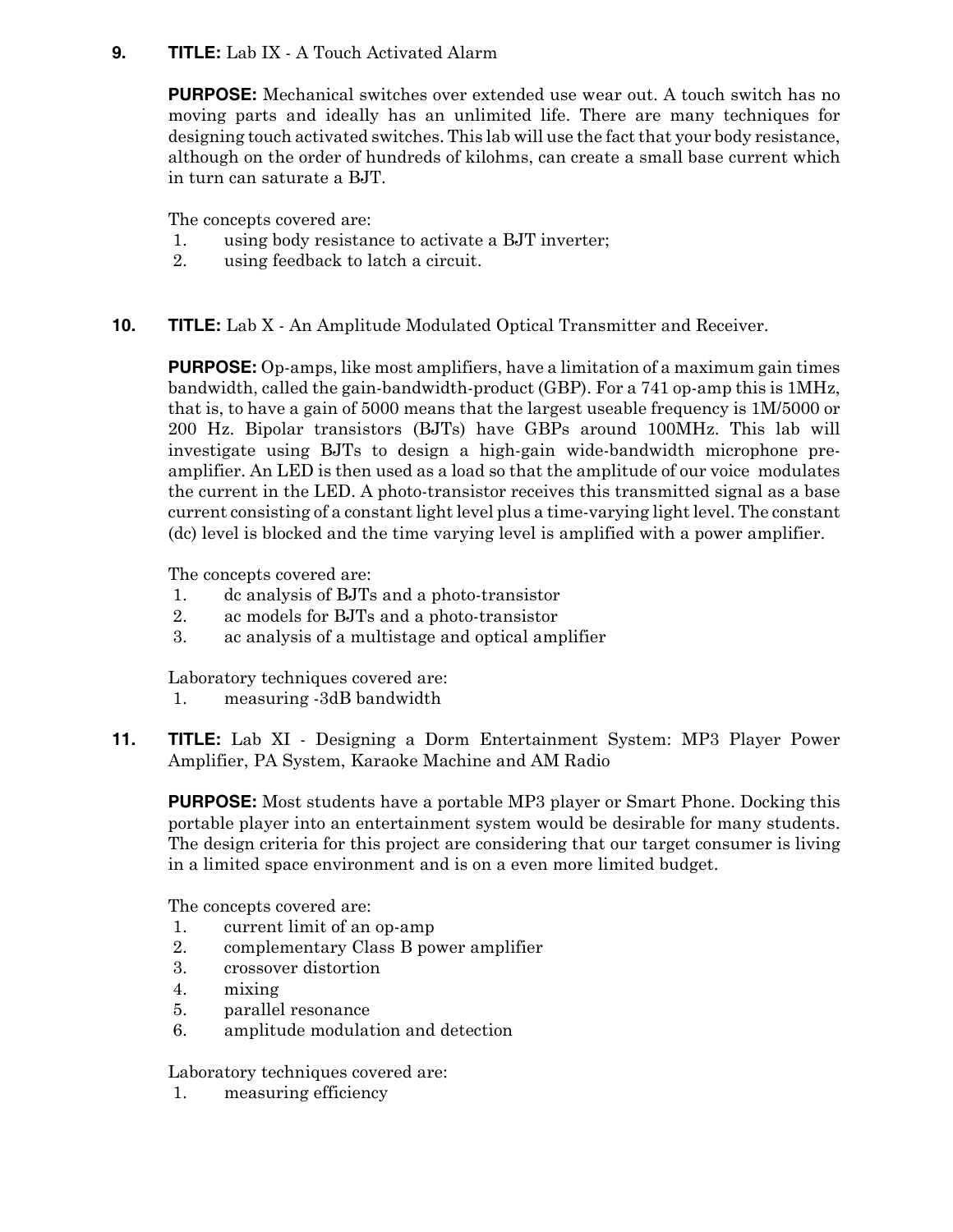**9.** **TITLE:** Lab IX - A Touch Activated Alarm

**PURPOSE:** Mechanical switches over extended use wear out. A touch switch has no moving parts and ideally has an unlimited life. There are many techniques for designing touch activated switches. This lab will use the fact that your body resistance, although on the order of hundreds of kilohms, can create a small base current which in turn can saturate a BJT.

The concepts covered are:

1. using body resistance to activate a BJT inverter;
2. using feedback to latch a circuit.

**10.** **TITLE:** Lab X - An Amplitude Modulated Optical Transmitter and Receiver.

**PURPOSE:** Op-amps, like most amplifiers, have a limitation of a maximum gain times bandwidth, called the gain-bandwidth-product (GBP). For a 741 op-amp this is 1MHz, that is, to have a gain of 5000 means that the largest useable frequency is 1M/5000 or 200 Hz. Bipolar transistors (BJTs) have GBPs around 100MHz. This lab will investigate using BJTs to design a high-gain wide-bandwidth microphone pre-amplifier. An LED is then used as a load so that the amplitude of our voice modulates the current in the LED. A photo-transistor receives this transmitted signal as a base current consisting of a constant light level plus a time-varying light level. The constant (dc) level is blocked and the time varying level is amplified with a power amplifier.

The concepts covered are:

1. dc analysis of BJTs and a photo-transistor
2. ac models for BJTs and a photo-transistor
3. ac analysis of a multistage and optical amplifier

Laboratory techniques covered are:

1. measuring -3dB bandwidth

**11.** **TITLE:** Lab XI - Designing a Dorm Entertainment System: MP3 Player Power Amplifier, PA System, Karaoke Machine and AM Radio

**PURPOSE:** Most students have a portable MP3 player or Smart Phone. Docking this portable player into an entertainment system would be desirable for many students. The design criteria for this project are considering that our target consumer is living in a limited space environment and is on a even more limited budget.

The concepts covered are:

1. current limit of an op-amp
2. complementary Class B power amplifier
3. crossover distortion
4. mixing
5. parallel resonance
6. amplitude modulation and detection

Laboratory techniques covered are:

1. measuring efficiency